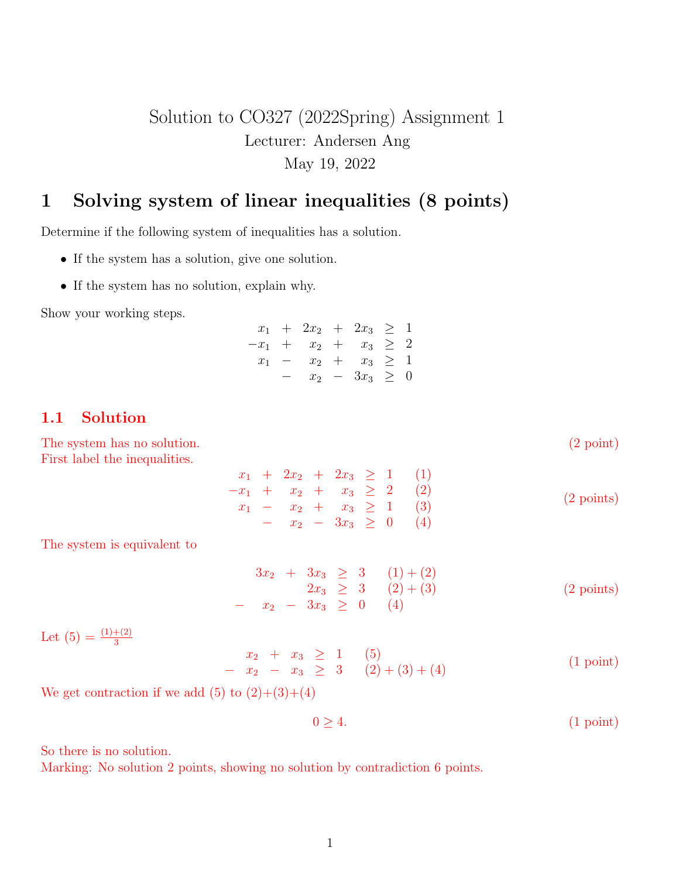# Solution to CO327 (2022Spring) Assignment 1

Lecturer: Andersen Ang

May 19, 2022

## 1 Solving system of linear inequalities (8 points)

Determine if the following system of inequalities has a solution.

- If the system has a solution, give one solution.
- If the system has no solution, explain why.

Show your working steps.

$$
\begin{array}{rcrcrcl}
x_1 & + & 2x_2 & + & 2x_3 & \geq & 1 \\
-x_1 & + & x_2 & + & x_3 & \geq & 2 \\
x_1 & - & x_2 & + & x_3 & \geq & 1 \\
 & - & x_2 & - & 3x_3 & \geq & 0
\end{array}
$$

### 1.1 Solution

The system has no solution. (2 point)

First label the inequalities.

$$
\begin{array}{rcrcrcll}
x_1 & + & 2x_2 & + & 2x_3 & \geq & 1 & (1) \\
-x_1 & + & x_2 & + & x_3 & \geq & 2 & (2) \\
x_1 & - & x_2 & + & x_3 & \geq & 1 & (3) \\
 & - & x_2 & - & 3x_3 & \geq & 0 & (4)
\end{array}
\qquad \text{(2 points)}
$$

The system is equivalent to

$$
\begin{array}{rrcrcll}
 & 3x_2 & + & 3x_3 & \geq & 3 & (1)+(2) \\
 & & & 2x_3 & \geq & 3 & (2)+(3) \\
- & x_2 & - & 3x_3 & \geq & 0 & (4)
\end{array}
\qquad \text{(2 points)}
$$

Let $(5) = \frac{(1)+(2)}{3}$

$$
\begin{array}{rrcrcll}
 & x_2 & + & x_3 & \geq & 1 & (5) \\
- & x_2 & - & x_3 & \geq & 3 & (2)+(3)+(4)
\end{array}
\qquad \text{(1 point)}
$$

We get contraction if we add (5) to (2)+(3)+(4)

$$
0 \geq 4. \qquad \text{(1 point)}
$$

So there is no solution.

Marking: No solution 2 points, showing no solution by contradiction 6 points.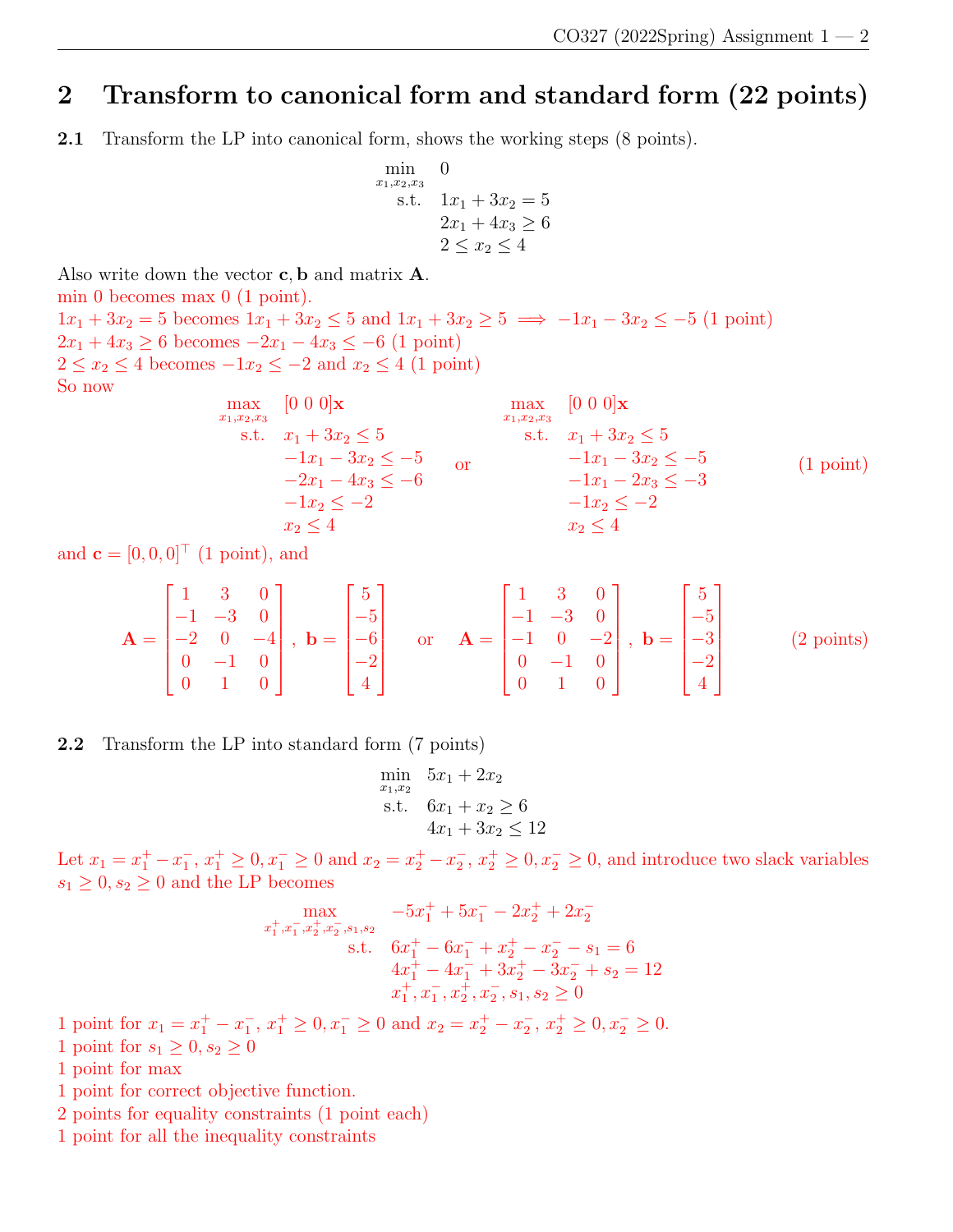## 2 Transform to canonical form and standard form (22 points)

**2.1** Transform the LP into canonical form, shows the working steps (8 points).

$$
\begin{aligned}
\min_{x_1,x_2,x_3} \quad & 0 \\
\text{s.t.} \quad & 1x_1 + 3x_2 = 5 \\
& 2x_1 + 4x_3 \geq 6 \\
& 2 \leq x_2 \leq 4
\end{aligned}
$$

Also write down the vector $\mathbf{c}, \mathbf{b}$ and matrix $\mathbf{A}$.

min 0 becomes max 0 (1 point).

$1x_1 + 3x_2 = 5$ becomes $1x_1 + 3x_2 \leq 5$ and $1x_1 + 3x_2 \geq 5 \implies -1x_1 - 3x_2 \leq -5$ (1 point)

$2x_1 + 4x_3 \geq 6$ becomes $-2x_1 - 4x_3 \leq -6$ (1 point)

$2 \leq x_2 \leq 4$ becomes $-1x_2 \leq -2$ and $x_2 \leq 4$ (1 point)

So now

$$
\begin{aligned}
\max_{x_1,x_2,x_3} \quad & [0\ 0\ 0]\mathbf{x} \\
\text{s.t.} \quad & x_1 + 3x_2 \leq 5 \\
& -1x_1 - 3x_2 \leq -5 \\
& -2x_1 - 4x_3 \leq -6 \\
& -1x_2 \leq -2 \\
& x_2 \leq 4
\end{aligned}
\qquad \text{or} \qquad
\begin{aligned}
\max_{x_1,x_2,x_3} \quad & [0\ 0\ 0]\mathbf{x} \\
\text{s.t.} \quad & x_1 + 3x_2 \leq 5 \\
& -1x_1 - 3x_2 \leq -5 \\
& -1x_1 - 2x_3 \leq -3 \\
& -1x_2 \leq -2 \\
& x_2 \leq 4
\end{aligned}
\qquad \text{(1 point)}
$$

and $\mathbf{c} = [0, 0, 0]^\top$ (1 point), and

$$
\mathbf{A} = \begin{bmatrix} 1 & 3 & 0 \\ -1 & -3 & 0 \\ -2 & 0 & -4 \\ 0 & -1 & 0 \\ 0 & 1 & 0 \end{bmatrix}, \ \mathbf{b} = \begin{bmatrix} 5 \\ -5 \\ -6 \\ -2 \\ 4 \end{bmatrix} \quad \text{or} \quad \mathbf{A} = \begin{bmatrix} 1 & 3 & 0 \\ -1 & -3 & 0 \\ -1 & 0 & -2 \\ 0 & -1 & 0 \\ 0 & 1 & 0 \end{bmatrix}, \ \mathbf{b} = \begin{bmatrix} 5 \\ -5 \\ -3 \\ -2 \\ 4 \end{bmatrix} \qquad \text{(2 points)}
$$

**2.2** Transform the LP into standard form (7 points)

$$
\begin{aligned}
\min_{x_1,x_2} \quad & 5x_1 + 2x_2 \\
\text{s.t.} \quad & 6x_1 + x_2 \geq 6 \\
& 4x_1 + 3x_2 \leq 12
\end{aligned}
$$

Let $x_1 = x_1^+ - x_1^-$, $x_1^+ \geq 0, x_1^- \geq 0$ and $x_2 = x_2^+ - x_2^-$, $x_2^+ \geq 0, x_2^- \geq 0$, and introduce two slack variables $s_1 \geq 0, s_2 \geq 0$ and the LP becomes

$$
\begin{aligned}
\max_{x_1^+,x_1^-,x_2^+,x_2^-,s_1,s_2} \quad & -5x_1^+ + 5x_1^- - 2x_2^+ + 2x_2^- \\
\text{s.t.} \quad & 6x_1^+ - 6x_1^- + x_2^+ - x_2^- - s_1 = 6 \\
& 4x_1^+ - 4x_1^- + 3x_2^+ - 3x_2^- + s_2 = 12 \\
& x_1^+, x_1^-, x_2^+, x_2^-, s_1, s_2 \geq 0
\end{aligned}
$$

1 point for $x_1 = x_1^+ - x_1^-$, $x_1^+ \geq 0, x_1^- \geq 0$ and $x_2 = x_2^+ - x_2^-$, $x_2^+ \geq 0, x_2^- \geq 0$.

1 point for $s_1 \geq 0, s_2 \geq 0$

1 point for max

1 point for correct objective function.

2 points for equality constraints (1 point each)

1 point for all the inequality constraints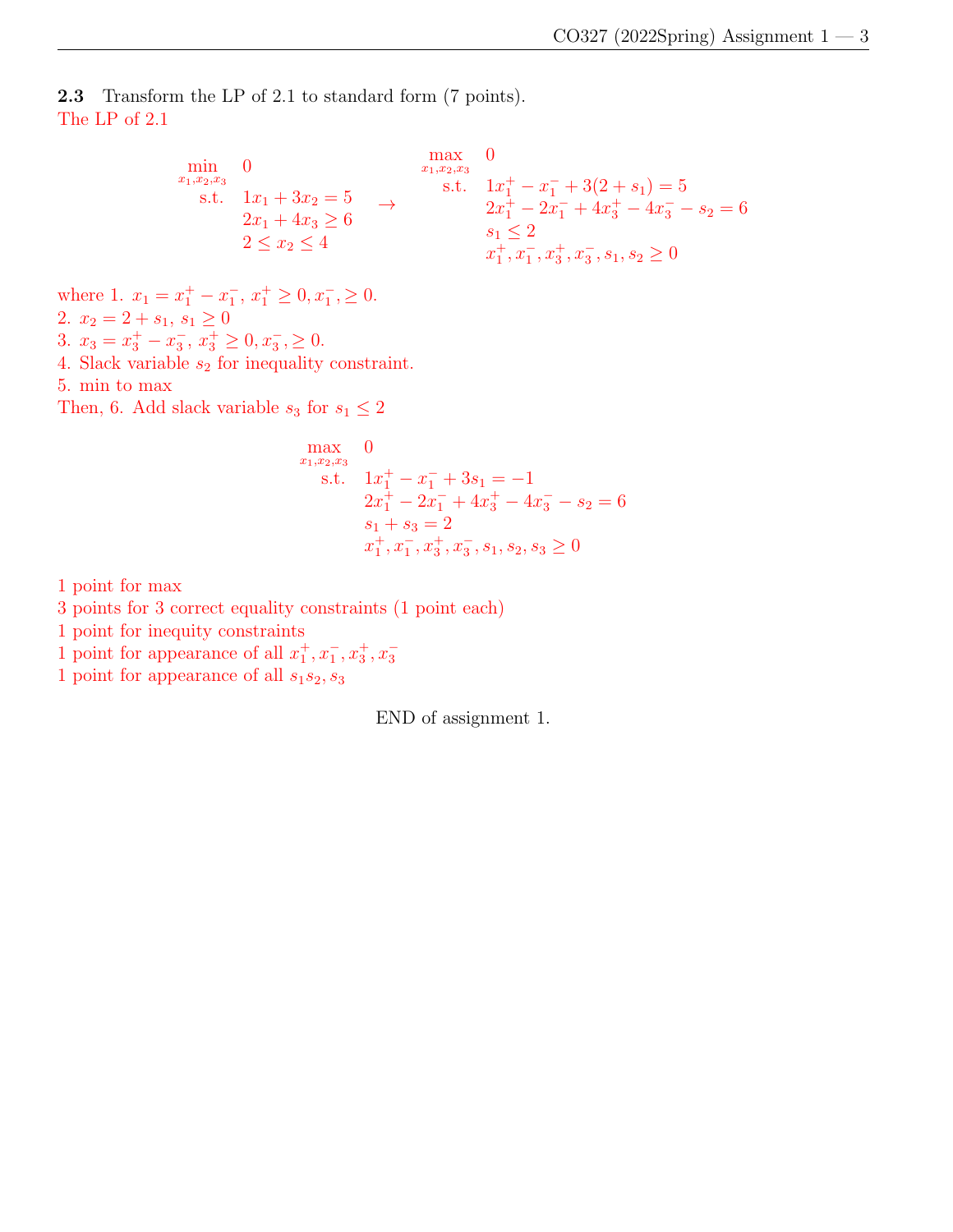**2.3** Transform the LP of 2.1 to standard form (7 points).

The LP of 2.1

$$
\begin{array}{ll}
\min\limits_{x_1,x_2,x_3} & 0 \\
\text{s.t.} & 1x_1 + 3x_2 = 5 \\
& 2x_1 + 4x_3 \geq 6 \\
& 2 \leq x_2 \leq 4
\end{array}
\quad \rightarrow \quad
\begin{array}{ll}
\max\limits_{x_1,x_2,x_3} & 0 \\
\text{s.t.} & 1x_1^+ - x_1^- + 3(2 + s_1) = 5 \\
& 2x_1^+ - 2x_1^- + 4x_3^+ - 4x_3^- - s_2 = 6 \\
& s_1 \leq 2 \\
& x_1^+, x_1^-, x_3^+, x_3^-, s_1, s_2 \geq 0
\end{array}
$$

where 1. $x_1 = x_1^+ - x_1^-$, $x_1^+ \geq 0, x_1^-, \geq 0$.

2. $x_2 = 2 + s_1$, $s_1 \geq 0$

3. $x_3 = x_3^+ - x_3^-$, $x_3^+ \geq 0, x_3^-, \geq 0$.

4. Slack variable $s_2$ for inequality constraint.

5. min to max

Then, 6. Add slack variable $s_3$ for $s_1 \leq 2$

$$
\begin{array}{ll}
\max\limits_{x_1,x_2,x_3} & 0 \\
\text{s.t.} & 1x_1^+ - x_1^- + 3s_1 = -1 \\
& 2x_1^+ - 2x_1^- + 4x_3^+ - 4x_3^- - s_2 = 6 \\
& s_1 + s_3 = 2 \\
& x_1^+, x_1^-, x_3^+, x_3^-, s_1, s_2, s_3 \geq 0
\end{array}
$$

1 point for max

3 points for 3 correct equality constraints (1 point each)

1 point for inequity constraints

1 point for appearance of all $x_1^+, x_1^-, x_3^+, x_3^-$

1 point for appearance of all $s_1 s_2, s_3$

END of assignment 1.